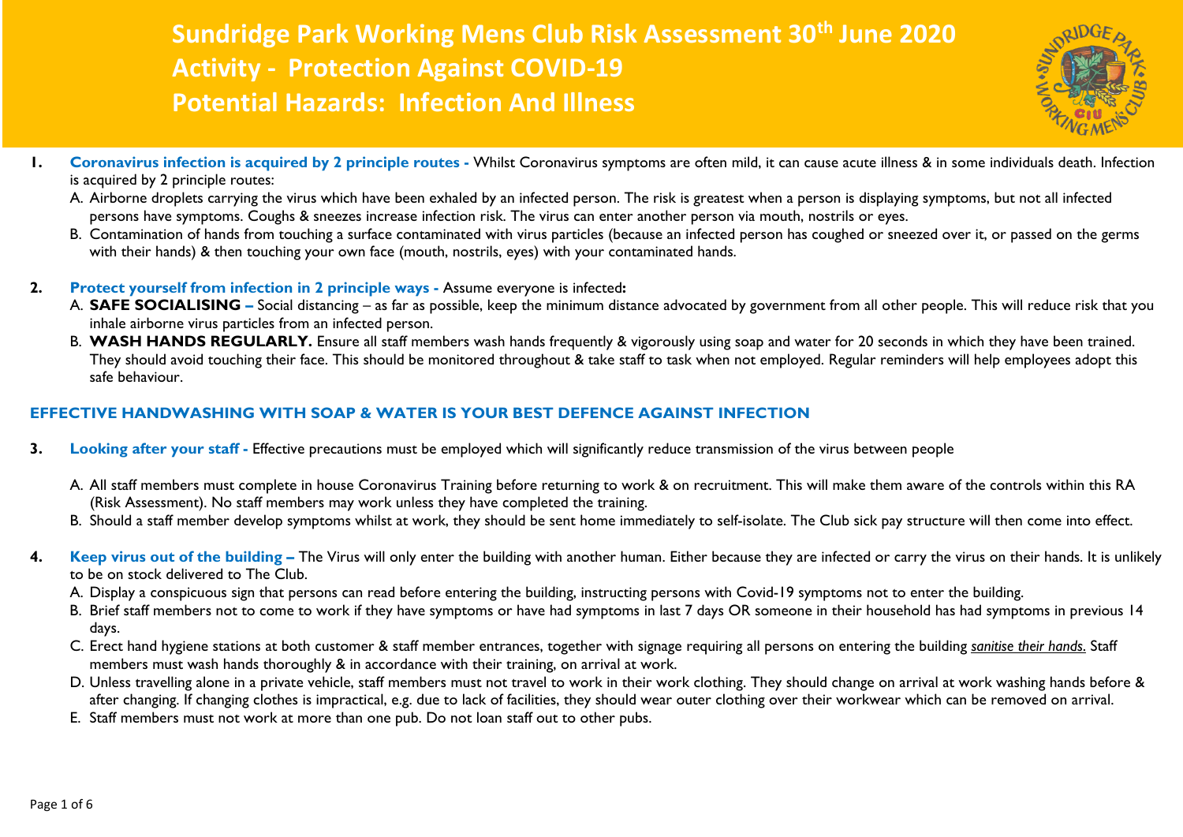# Sundridge Park Working Mens Club Risk Assessment 30th June 2020
# Activity - Protection Against COVID-19
# Potential Hazards: Infection And Illness

1. **Coronavirus infection is acquired by 2 principle routes -** Whilst Coronavirus symptoms are often mild, it can cause acute illness & in some individuals death. Infection is acquired by 2 principle routes:
   A. Airborne droplets carrying the virus which have been exhaled by an infected person. The risk is greatest when a person is displaying symptoms, but not all infected persons have symptoms. Coughs & sneezes increase infection risk. The virus can enter another person via mouth, nostrils or eyes.
   B. Contamination of hands from touching a surface contaminated with virus particles (because an infected person has coughed or sneezed over it, or passed on the germs with their hands) & then touching your own face (mouth, nostrils, eyes) with your contaminated hands.

2. **Protect yourself from infection in 2 principle ways -** Assume everyone is infected**:**
   A. **SAFE SOCIALISING –** Social distancing – as far as possible, keep the minimum distance advocated by government from all other people. This will reduce risk that you inhale airborne virus particles from an infected person.
   B. **WASH HANDS REGULARLY.** Ensure all staff members wash hands frequently & vigorously using soap and water for 20 seconds in which they have been trained. They should avoid touching their face. This should be monitored throughout & take staff to task when not employed. Regular reminders will help employees adopt this safe behaviour.

**EFFECTIVE HANDWASHING WITH SOAP & WATER IS YOUR BEST DEFENCE AGAINST INFECTION**

3. **Looking after your staff -** Effective precautions must be employed which will significantly reduce transmission of the virus between people
   A. All staff members must complete in house Coronavirus Training before returning to work & on recruitment. This will make them aware of the controls within this RA (Risk Assessment). No staff members may work unless they have completed the training.
   B. Should a staff member develop symptoms whilst at work, they should be sent home immediately to self-isolate. The Club sick pay structure will then come into effect.

4. **Keep virus out of the building –** The Virus will only enter the building with another human. Either because they are infected or carry the virus on their hands. It is unlikely to be on stock delivered to The Club.
   A. Display a conspicuous sign that persons can read before entering the building, instructing persons with Covid-19 symptoms not to enter the building.
   B. Brief staff members not to come to work if they have symptoms or have had symptoms in last 7 days OR someone in their household has had symptoms in previous 14 days.
   C. Erect hand hygiene stations at both customer & staff member entrances, together with signage requiring all persons on entering the building *sanitise their hands.* Staff members must wash hands thoroughly & in accordance with their training, on arrival at work.
   D. Unless travelling alone in a private vehicle, staff members must not travel to work in their work clothing. They should change on arrival at work washing hands before & after changing. If changing clothes is impractical, e.g. due to lack of facilities, they should wear outer clothing over their workwear which can be removed on arrival.
   E. Staff members must not work at more than one pub. Do not loan staff out to other pubs.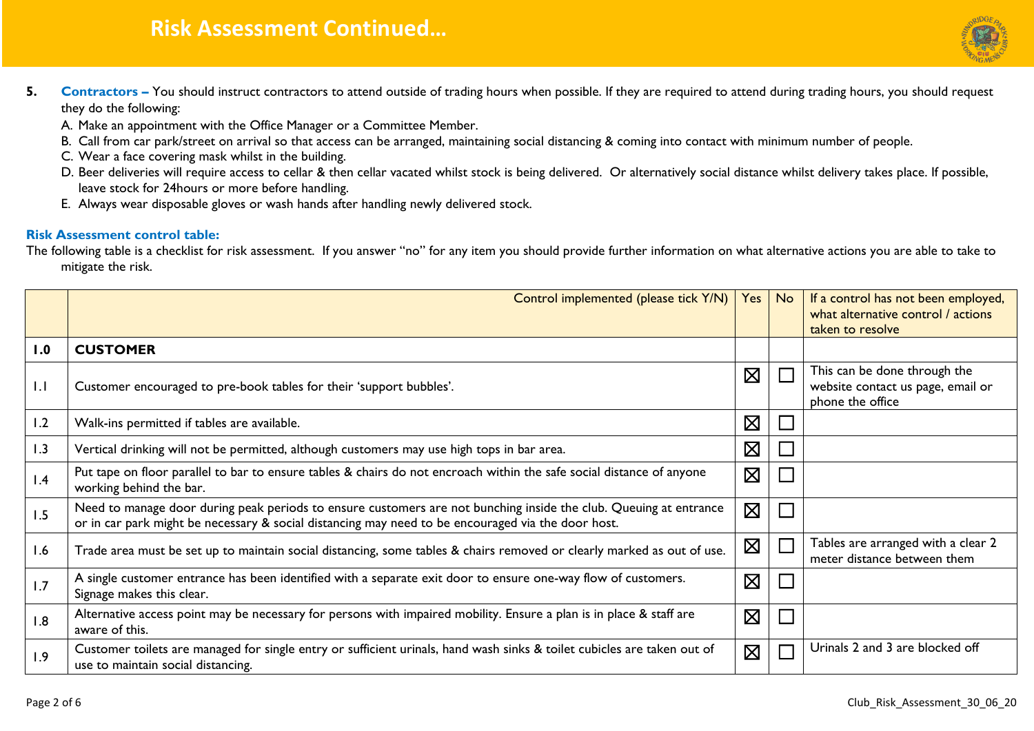# Risk Assessment Continued…

5. **Contractors –** You should instruct contractors to attend outside of trading hours when possible. If they are required to attend during trading hours, you should request they do the following:
   A. Make an appointment with the Office Manager or a Committee Member.
   B. Call from car park/street on arrival so that access can be arranged, maintaining social distancing & coming into contact with minimum number of people.
   C. Wear a face covering mask whilst in the building.
   D. Beer deliveries will require access to cellar & then cellar vacated whilst stock is being delivered. Or alternatively social distance whilst delivery takes place. If possible, leave stock for 24hours or more before handling.
   E. Always wear disposable gloves or wash hands after handling newly delivered stock.

**Risk Assessment control table:**

The following table is a checklist for risk assessment. If you answer "no" for any item you should provide further information on what alternative actions you are able to take to mitigate the risk.

| | Control implemented (please tick Y/N) | Yes | No | If a control has not been employed, what alternative control / actions taken to resolve |
|---|---|---|---|---|
| **1.0** | **CUSTOMER** | | | |
| 1.1 | Customer encouraged to pre-book tables for their 'support bubbles'. | ☒ | ☐ | This can be done through the website contact us page, email or phone the office |
| 1.2 | Walk-ins permitted if tables are available. | ☒ | ☐ | |
| 1.3 | Vertical drinking will not be permitted, although customers may use high tops in bar area. | ☒ | ☐ | |
| 1.4 | Put tape on floor parallel to bar to ensure tables & chairs do not encroach within the safe social distance of anyone working behind the bar. | ☒ | ☐ | |
| 1.5 | Need to manage door during peak periods to ensure customers are not bunching inside the club. Queuing at entrance or in car park might be necessary & social distancing may need to be encouraged via the door host. | ☒ | ☐ | |
| 1.6 | Trade area must be set up to maintain social distancing, some tables & chairs removed or clearly marked as out of use. | ☒ | ☐ | Tables are arranged with a clear 2 meter distance between them |
| 1.7 | A single customer entrance has been identified with a separate exit door to ensure one-way flow of customers. Signage makes this clear. | ☒ | ☐ | |
| 1.8 | Alternative access point may be necessary for persons with impaired mobility. Ensure a plan is in place & staff are aware of this. | ☒ | ☐ | |
| 1.9 | Customer toilets are managed for single entry or sufficient urinals, hand wash sinks & toilet cubicles are taken out of use to maintain social distancing. | ☒ | ☐ | Urinals 2 and 3 are blocked off |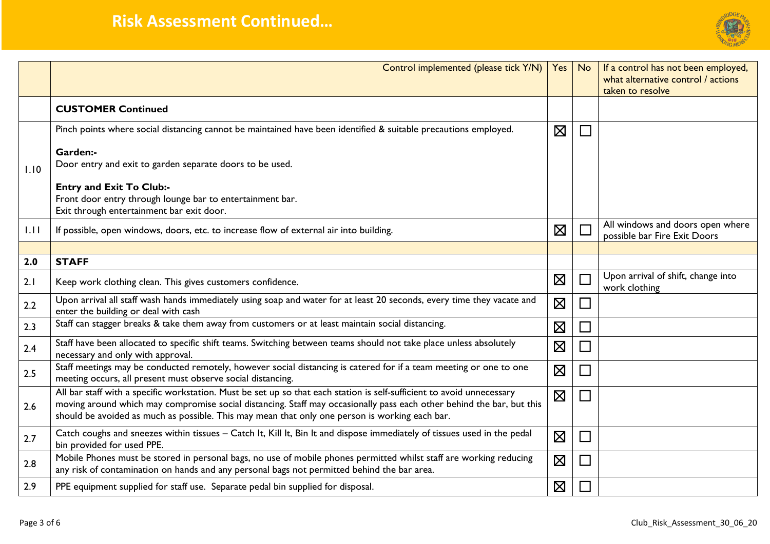# Risk Assessment Continued…

| | Control implemented (please tick Y/N) | Yes | No | If a control has not been employed, what alternative control / actions taken to resolve |
|---|---|---|---|---|
| | **CUSTOMER Continued** | | | |
| 1.10 | Pinch points where social distancing cannot be maintained have been identified & suitable precautions employed.<br><br>**Garden:-**<br>Door entry and exit to garden separate doors to be used.<br><br>**Entry and Exit To Club:-**<br>Front door entry through lounge bar to entertainment bar.<br>Exit through entertainment bar exit door. | ☒ | ☐ | |
| 1.11 | If possible, open windows, doors, etc. to increase flow of external air into building. | ☒ | ☐ | All windows and doors open where possible bar Fire Exit Doors |
| | | | | |
| **2.0** | **STAFF** | | | |
| 2.1 | Keep work clothing clean. This gives customers confidence. | ☒ | ☐ | Upon arrival of shift, change into work clothing |
| 2.2 | Upon arrival all staff wash hands immediately using soap and water for at least 20 seconds, every time they vacate and enter the building or deal with cash | ☒ | ☐ | |
| 2.3 | Staff can stagger breaks & take them away from customers or at least maintain social distancing. | ☒ | ☐ | |
| 2.4 | Staff have been allocated to specific shift teams. Switching between teams should not take place unless absolutely necessary and only with approval. | ☒ | ☐ | |
| 2.5 | Staff meetings may be conducted remotely, however social distancing is catered for if a team meeting or one to one meeting occurs, all present must observe social distancing. | ☒ | ☐ | |
| 2.6 | All bar staff with a specific workstation. Must be set up so that each station is self-sufficient to avoid unnecessary moving around which may compromise social distancing. Staff may occasionally pass each other behind the bar, but this should be avoided as much as possible. This may mean that only one person is working each bar. | ☒ | ☐ | |
| 2.7 | Catch coughs and sneezes within tissues – Catch It, Kill It, Bin It and dispose immediately of tissues used in the pedal bin provided for used PPE. | ☒ | ☐ | |
| 2.8 | Mobile Phones must be stored in personal bags, no use of mobile phones permitted whilst staff are working reducing any risk of contamination on hands and any personal bags not permitted behind the bar area. | ☒ | ☐ | |
| 2.9 | PPE equipment supplied for staff use. Separate pedal bin supplied for disposal. | ☒ | ☐ | |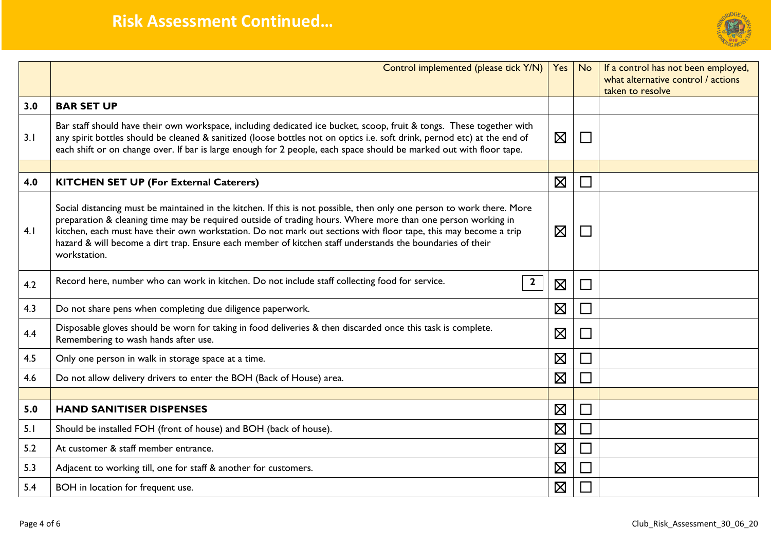# Risk Assessment Continued…

| | Control implemented (please tick Y/N) | Yes | No | If a control has not been employed, what alternative control / actions taken to resolve |
|---|---|---|---|---|
| **3.0** | **BAR SET UP** | | | |
| 3.1 | Bar staff should have their own workspace, including dedicated ice bucket, scoop, fruit & tongs. These together with any spirit bottles should be cleaned & sanitized (loose bottles not on optics i.e. soft drink, pernod etc) at the end of each shift or on change over. If bar is large enough for 2 people, each space should be marked out with floor tape. | ☒ | ☐ | |
| | | | | |
| **4.0** | **KITCHEN SET UP (For External Caterers)** | ☒ | ☐ | |
| 4.1 | Social distancing must be maintained in the kitchen. If this is not possible, then only one person to work there. More preparation & cleaning time may be required outside of trading hours. Where more than one person working in kitchen, each must have their own workstation. Do not mark out sections with floor tape, this may become a trip hazard & will become a dirt trap. Ensure each member of kitchen staff understands the boundaries of their workstation. | ☒ | ☐ | |
| 4.2 | Record here, number who can work in kitchen. Do not include staff collecting food for service. **2** | ☒ | ☐ | |
| 4.3 | Do not share pens when completing due diligence paperwork. | ☒ | ☐ | |
| 4.4 | Disposable gloves should be worn for taking in food deliveries & then discarded once this task is complete. Remembering to wash hands after use. | ☒ | ☐ | |
| 4.5 | Only one person in walk in storage space at a time. | ☒ | ☐ | |
| 4.6 | Do not allow delivery drivers to enter the BOH (Back of House) area. | ☒ | ☐ | |
| | | | | |
| **5.0** | **HAND SANITISER DISPENSES** | ☒ | ☐ | |
| 5.1 | Should be installed FOH (front of house) and BOH (back of house). | ☒ | ☐ | |
| 5.2 | At customer & staff member entrance. | ☒ | ☐ | |
| 5.3 | Adjacent to working till, one for staff & another for customers. | ☒ | ☐ | |
| 5.4 | BOH in location for frequent use. | ☒ | ☐ | |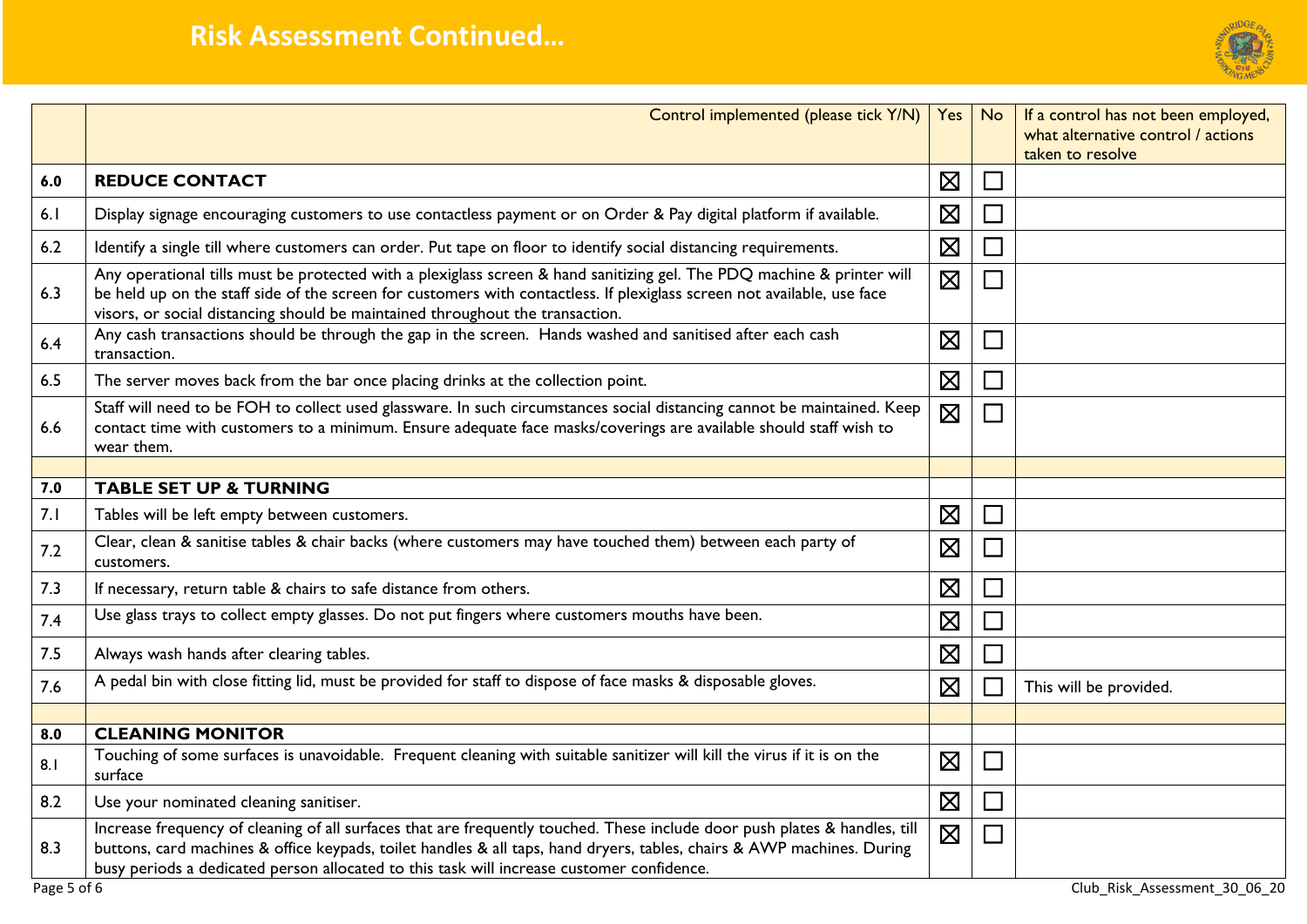# Risk Assessment Continued…

| | Control implemented (please tick Y/N) | Yes | No | If a control has not been employed, what alternative control / actions taken to resolve |
|---|---|---|---|---|
| **6.0** | **REDUCE CONTACT** | ☒ | ☐ | |
| 6.1 | Display signage encouraging customers to use contactless payment or on Order & Pay digital platform if available. | ☒ | ☐ | |
| 6.2 | Identify a single till where customers can order. Put tape on floor to identify social distancing requirements. | ☒ | ☐ | |
| 6.3 | Any operational tills must be protected with a plexiglass screen & hand sanitizing gel. The PDQ machine & printer will be held up on the staff side of the screen for customers with contactless. If plexiglass screen not available, use face visors, or social distancing should be maintained throughout the transaction. | ☒ | ☐ | |
| 6.4 | Any cash transactions should be through the gap in the screen. Hands washed and sanitised after each cash transaction. | ☒ | ☐ | |
| 6.5 | The server moves back from the bar once placing drinks at the collection point. | ☒ | ☐ | |
| 6.6 | Staff will need to be FOH to collect used glassware. In such circumstances social distancing cannot be maintained. Keep contact time with customers to a minimum. Ensure adequate face masks/coverings are available should staff wish to wear them. | ☒ | ☐ | |
| | | | | |
| **7.0** | **TABLE SET UP & TURNING** | | | |
| 7.1 | Tables will be left empty between customers. | ☒ | ☐ | |
| 7.2 | Clear, clean & sanitise tables & chair backs (where customers may have touched them) between each party of customers. | ☒ | ☐ | |
| 7.3 | If necessary, return table & chairs to safe distance from others. | ☒ | ☐ | |
| 7.4 | Use glass trays to collect empty glasses. Do not put fingers where customers mouths have been. | ☒ | ☐ | |
| 7.5 | Always wash hands after clearing tables. | ☒ | ☐ | |
| 7.6 | A pedal bin with close fitting lid, must be provided for staff to dispose of face masks & disposable gloves. | ☒ | ☐ | This will be provided. |
| | | | | |
| **8.0** | **CLEANING MONITOR** | | | |
| 8.1 | Touching of some surfaces is unavoidable. Frequent cleaning with suitable sanitizer will kill the virus if it is on the surface | ☒ | ☐ | |
| 8.2 | Use your nominated cleaning sanitiser. | ☒ | ☐ | |
| 8.3 | Increase frequency of cleaning of all surfaces that are frequently touched. These include door push plates & handles, till buttons, card machines & office keypads, toilet handles & all taps, hand dryers, tables, chairs & AWP machines. During busy periods a dedicated person allocated to this task will increase customer confidence. | ☒ | ☐ | |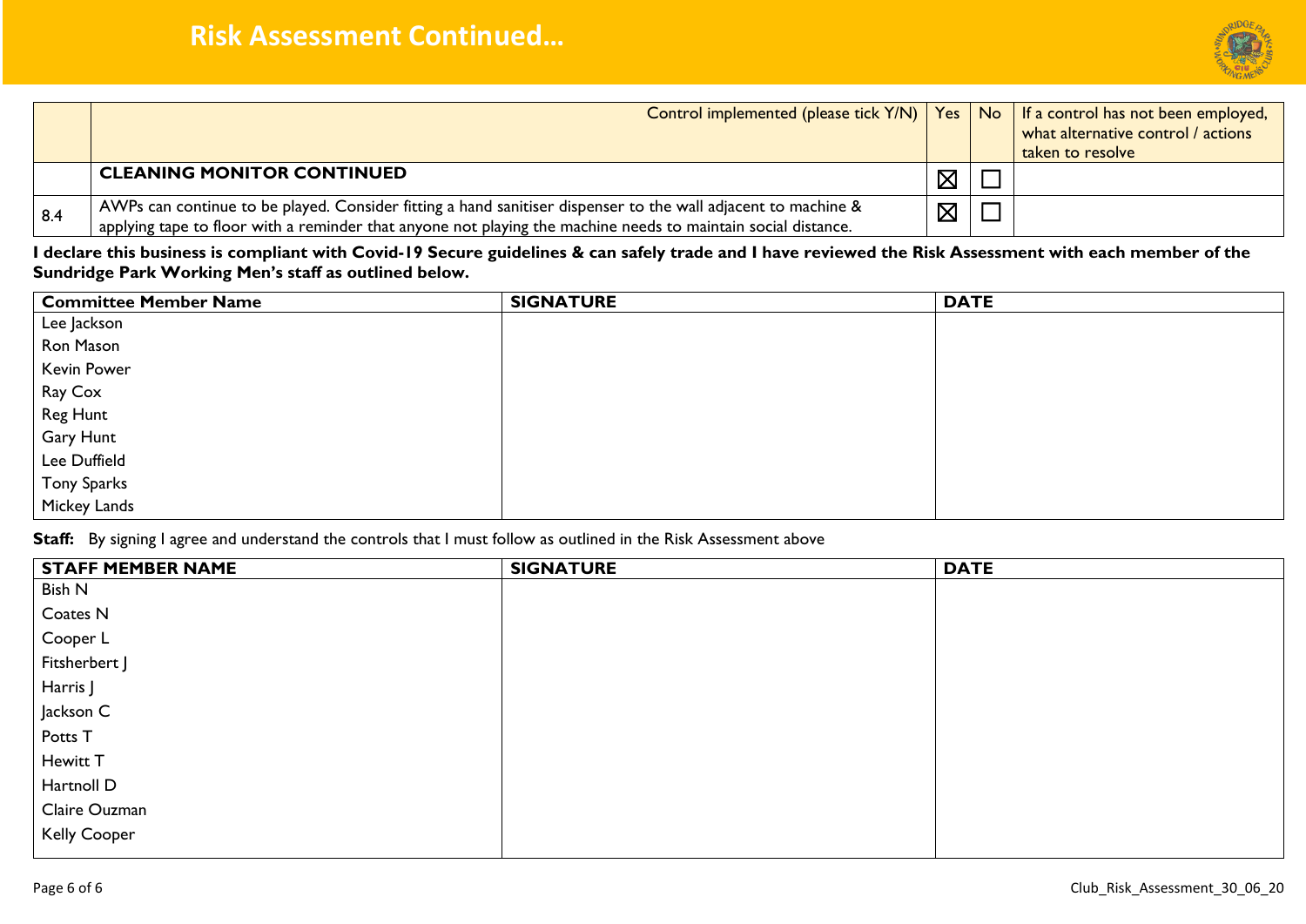# Risk Assessment Continued…

| | Control implemented (please tick Y/N) | Yes | No | If a control has not been employed, what alternative control / actions taken to resolve |
|---|---|---|---|---|
| | **CLEANING MONITOR CONTINUED** | ☒ | ☐ | |
| 8.4 | AWPs can continue to be played. Consider fitting a hand sanitiser dispenser to the wall adjacent to machine & applying tape to floor with a reminder that anyone not playing the machine needs to maintain social distance. | ☒ | ☐ | |

**I declare this business is compliant with Covid-19 Secure guidelines & can safely trade and I have reviewed the Risk Assessment with each member of the Sundridge Park Working Men's staff as outlined below.**

| Committee Member Name | SIGNATURE | DATE |
|---|---|---|
| Lee Jackson | | |
| Ron Mason | | |
| Kevin Power | | |
| Ray Cox | | |
| Reg Hunt | | |
| Gary Hunt | | |
| Lee Duffield | | |
| Tony Sparks | | |
| Mickey Lands | | |

**Staff:** By signing I agree and understand the controls that I must follow as outlined in the Risk Assessment above

| STAFF MEMBER NAME | SIGNATURE | DATE |
|---|---|---|
| Bish N | | |
| Coates N | | |
| Cooper L | | |
| Fitsherbert J | | |
| Harris J | | |
| Jackson C | | |
| Potts T | | |
| Hewitt T | | |
| Hartnoll D | | |
| Claire Ouzman | | |
| Kelly Cooper | | |